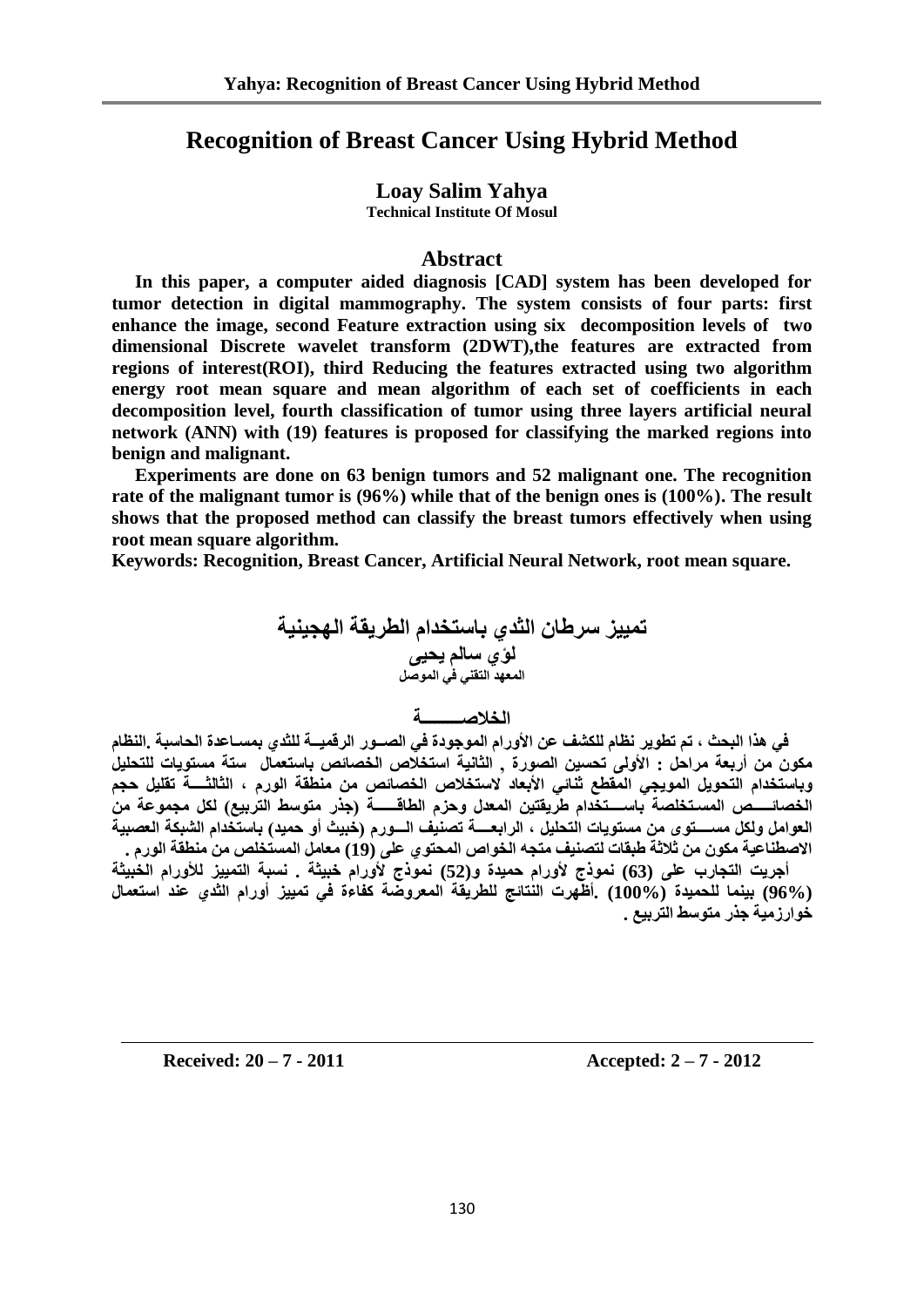# Recognition of Breast Cancer Using Hybrid Method

**Loay Salim Yahya**
**Technical Institute Of Mosul**

## Abstract

**In this paper, a computer aided diagnosis [CAD] system has been developed for tumor detection in digital mammography. The system consists of four parts: first enhance the image, second Feature extraction using six decomposition levels of two dimensional Discrete wavelet transform (2DWT),the features are extracted from regions of interest(ROI), third Reducing the features extracted using two algorithm energy root mean square and mean algorithm of each set of coefficients in each decomposition level, fourth classification of tumor using three layers artificial neural network (ANN) with (19) features is proposed for classifying the marked regions into benign and malignant.**

**Experiments are done on 63 benign tumors and 52 malignant one. The recognition rate of the malignant tumor is (96%) while that of the benign ones is (100%). The result shows that the proposed method can classify the breast tumors effectively when using root mean square algorithm.**

**Keywords: Recognition, Breast Cancer, Artificial Neural Network, root mean square.**

# تمييز سرطان الثدي باستخدام الطريقة الهجينية

**لؤي سالم يحيى**
**المعهد التقني في الموصل**

## الخلاصـــــــة

**في هذا البحث ، تم تطوير نظام للكشف عن الأورام الموجودة في الصـور الرقميـة للثدي بمساعدة الحاسبة .النظام مكون من أربعة مراحل : الأولى تحسين الصورة , الثانية استخلاص الخصائص باستعمال ستة مستويات للتحليل وباستخدام التحويل المويجي المقطع ثنائي الأبعاد لاستخلاص الخصائص من منطقة الورم ، الثالثـة تقليل حجم الخصائـص المستخلصة باسـتخدام طريقتين المعدل وحزم الطاقـة (جذر متوسط التربيع) لكل مجموعة من العوامل ولكل مسـتوى من مستويات التحليل ، الرابعـة تصنيف الـورم (خبيث أو حميد) باستخدام الشبكة العصبية الاصطناعية مكون من ثلاثة طبقات لتصنيف متجه الخواص المحتوي على (19) معامل المستخلص من منطقة الورم .**

**أجريت التجارب على (63) نموذج لأورام حميدة و(52) نموذج لأورام خبيثة . نسبة التمييز للأورام الخبيثة (96%) بينما للحميدة (100%) .أظهرت النتائج للطريقة المعروضة كفاءة في تمييز أورام الثدي عند استعمال خوارزمية جذر متوسط التربيع .**

**Received: 20 – 7 - 2011** **Accepted: 2 – 7 - 2012**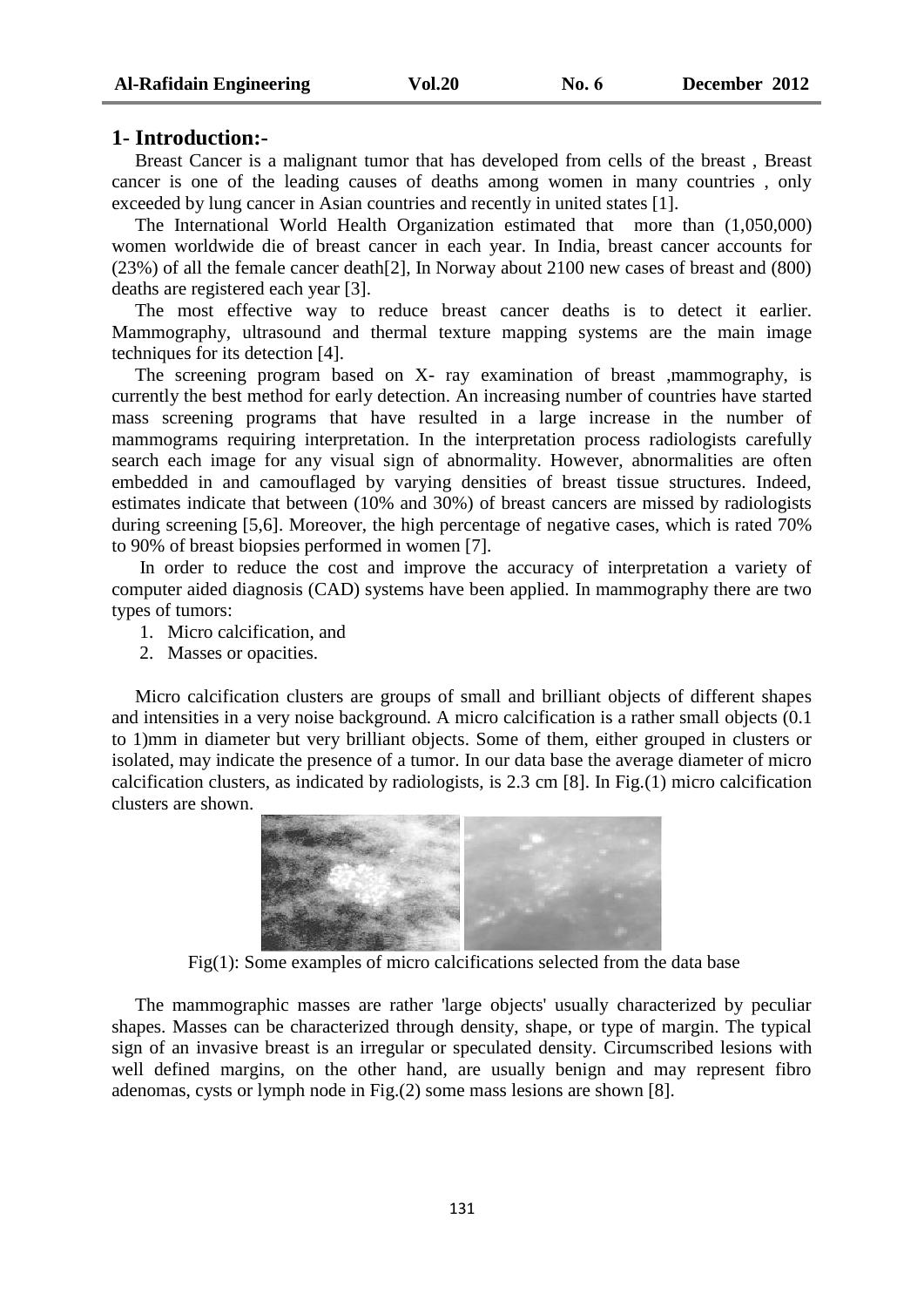## 1- Introduction:-

Breast Cancer is a malignant tumor that has developed from cells of the breast , Breast cancer is one of the leading causes of deaths among women in many countries , only exceeded by lung cancer in Asian countries and recently in united states [1].

The International World Health Organization estimated that more than (1,050,000) women worldwide die of breast cancer in each year. In India, breast cancer accounts for (23%) of all the female cancer death[2], In Norway about 2100 new cases of breast and (800) deaths are registered each year [3].

The most effective way to reduce breast cancer deaths is to detect it earlier. Mammography, ultrasound and thermal texture mapping systems are the main image techniques for its detection [4].

The screening program based on X- ray examination of breast ,mammography, is currently the best method for early detection. An increasing number of countries have started mass screening programs that have resulted in a large increase in the number of mammograms requiring interpretation. In the interpretation process radiologists carefully search each image for any visual sign of abnormality. However, abnormalities are often embedded in and camouflaged by varying densities of breast tissue structures. Indeed, estimates indicate that between (10% and 30%) of breast cancers are missed by radiologists during screening [5,6]. Moreover, the high percentage of negative cases, which is rated 70% to 90% of breast biopsies performed in women [7].

In order to reduce the cost and improve the accuracy of interpretation a variety of computer aided diagnosis (CAD) systems have been applied. In mammography there are two types of tumors:

1. Micro calcification, and
2. Masses or opacities.

Micro calcification clusters are groups of small and brilliant objects of different shapes and intensities in a very noise background. A micro calcification is a rather small objects (0.1 to 1)mm in diameter but very brilliant objects. Some of them, either grouped in clusters or isolated, may indicate the presence of a tumor. In our data base the average diameter of micro calcification clusters, as indicated by radiologists, is 2.3 cm [8]. In Fig.(1) micro calcification clusters are shown.

Fig(1): Some examples of micro calcifications selected from the data base

The mammographic masses are rather 'large objects' usually characterized by peculiar shapes. Masses can be characterized through density, shape, or type of margin. The typical sign of an invasive breast is an irregular or speculated density. Circumscribed lesions with well defined margins, on the other hand, are usually benign and may represent fibro adenomas, cysts or lymph node in Fig.(2) some mass lesions are shown [8].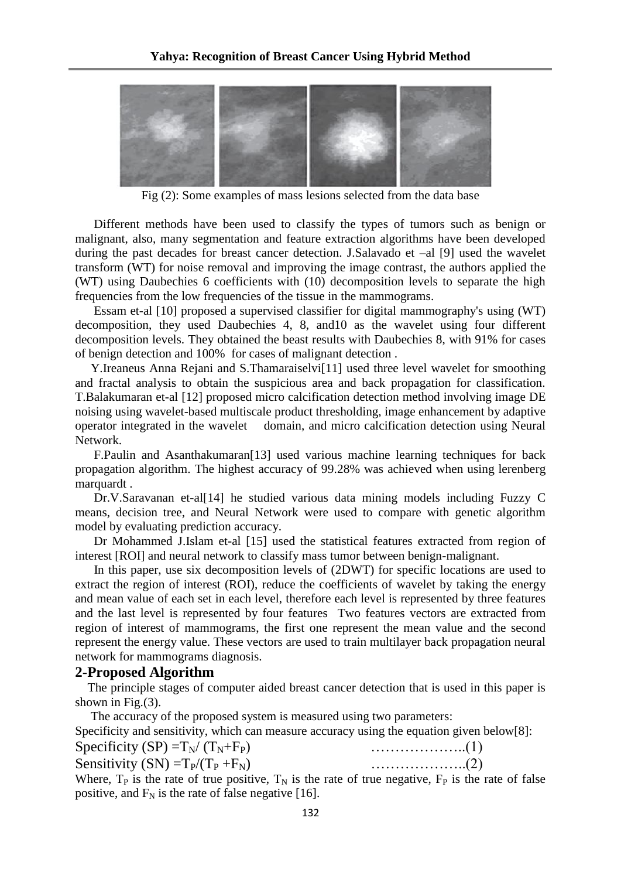Fig (2): Some examples of mass lesions selected from the data base

Different methods have been used to classify the types of tumors such as benign or malignant, also, many segmentation and feature extraction algorithms have been developed during the past decades for breast cancer detection. J.Salavado et –al [9] used the wavelet transform (WT) for noise removal and improving the image contrast, the authors applied the (WT) using Daubechies 6 coefficients with (10) decomposition levels to separate the high frequencies from the low frequencies of the tissue in the mammograms.

Essam et-al [10] proposed a supervised classifier for digital mammography's using (WT) decomposition, they used Daubechies 4, 8, and10 as the wavelet using four different decomposition levels. They obtained the beast results with Daubechies 8, with 91% for cases of benign detection and 100% for cases of malignant detection .

Y.Ireaneus Anna Rejani and S.Thamaraiselvi[11] used three level wavelet for smoothing and fractal analysis to obtain the suspicious area and back propagation for classification. T.Balakumaran et-al [12] proposed micro calcification detection method involving image DE noising using wavelet-based multiscale product thresholding, image enhancement by adaptive operator integrated in the wavelet domain, and micro calcification detection using Neural Network.

F.Paulin and Asanthakumaran[13] used various machine learning techniques for back propagation algorithm. The highest accuracy of 99.28% was achieved when using lerenberg marquardt .

Dr.V.Saravanan et-al[14] he studied various data mining models including Fuzzy C means, decision tree, and Neural Network were used to compare with genetic algorithm model by evaluating prediction accuracy.

Dr Mohammed J.Islam et-al [15] used the statistical features extracted from region of interest [ROI] and neural network to classify mass tumor between benign-malignant.

In this paper, use six decomposition levels of (2DWT) for specific locations are used to extract the region of interest (ROI), reduce the coefficients of wavelet by taking the energy and mean value of each set in each level, therefore each level is represented by three features and the last level is represented by four features Two features vectors are extracted from region of interest of mammograms, the first one represent the mean value and the second represent the energy value. These vectors are used to train multilayer back propagation neural network for mammograms diagnosis.

## 2-Proposed Algorithm

The principle stages of computer aided breast cancer detection that is used in this paper is shown in Fig.(3).

The accuracy of the proposed system is measured using two parameters:

Specificity and sensitivity, which can measure accuracy using the equation given below[8]:

$$\text{Specificity (SP)} = T_N / (T_N + F_P) \quad \text{.....................(1)}$$

$$\text{Sensitivity (SN)} = T_P / (T_P + F_N) \quad \text{.....................(2)}$$

Where, $T_P$ is the rate of true positive, $T_N$ is the rate of true negative, $F_P$ is the rate of false positive, and $F_N$ is the rate of false negative [16].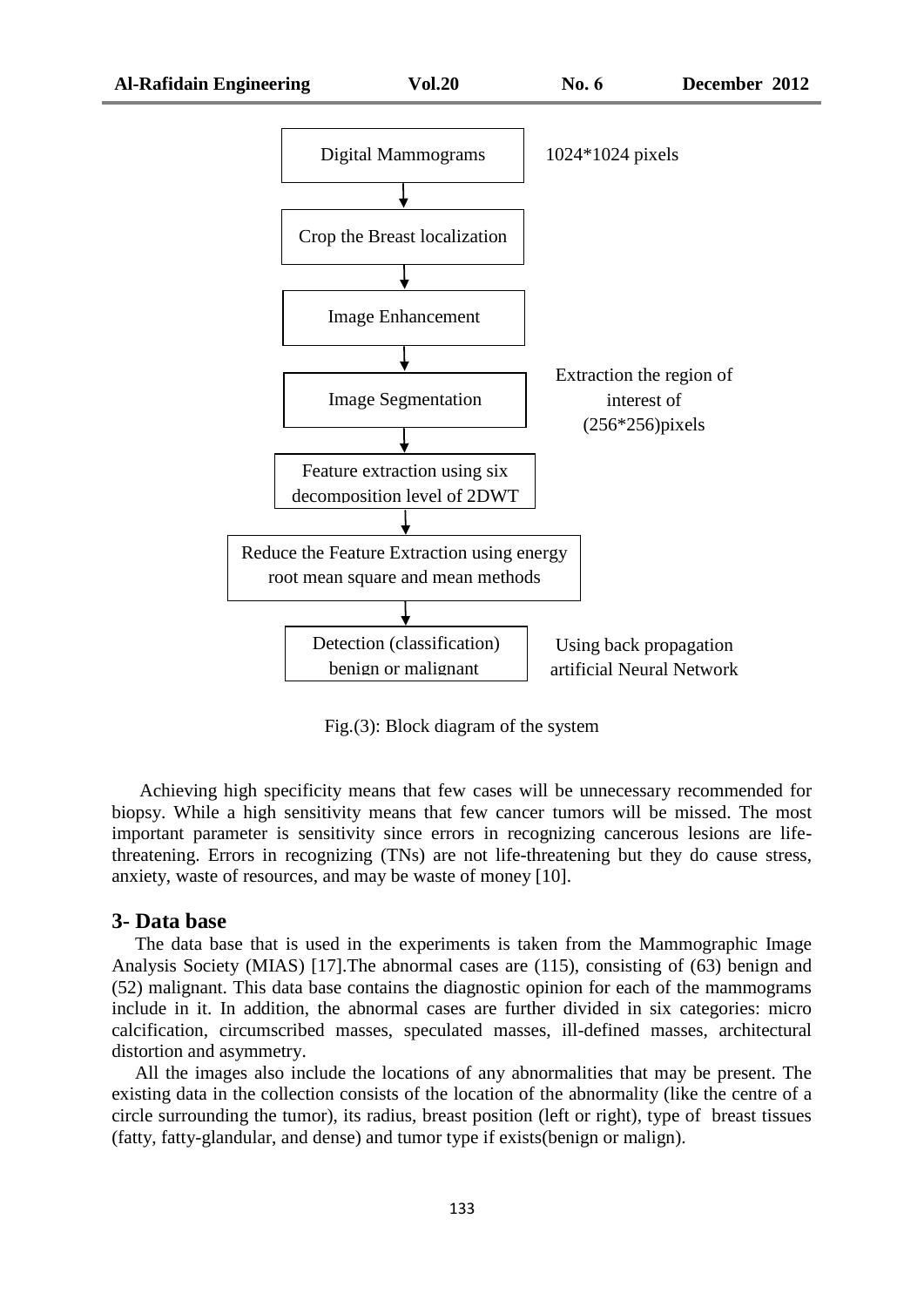Digital Mammograms — 1024*1024 pixels

↓

Crop the Breast localization

↓

Image Enhancement

↓

Image Segmentation — Extraction the region of interest of (256*256)pixels

↓

Feature extraction using six decomposition level of 2DWT

↓

Reduce the Feature Extraction using energy root mean square and mean methods

↓

Detection (classification) benign or malignant — Using back propagation artificial Neural Network

Fig.(3): Block diagram of the system

Achieving high specificity means that few cases will be unnecessary recommended for biopsy. While a high sensitivity means that few cancer tumors will be missed. The most important parameter is sensitivity since errors in recognizing cancerous lesions are life-threatening. Errors in recognizing (TNs) are not life-threatening but they do cause stress, anxiety, waste of resources, and may be waste of money [10].

## 3- Data base

The data base that is used in the experiments is taken from the Mammographic Image Analysis Society (MIAS) [17].The abnormal cases are (115), consisting of (63) benign and (52) malignant. This data base contains the diagnostic opinion for each of the mammograms include in it. In addition, the abnormal cases are further divided in six categories: micro calcification, circumscribed masses, speculated masses, ill-defined masses, architectural distortion and asymmetry.

All the images also include the locations of any abnormalities that may be present. The existing data in the collection consists of the location of the abnormality (like the centre of a circle surrounding the tumor), its radius, breast position (left or right), type of breast tissues (fatty, fatty-glandular, and dense) and tumor type if exists(benign or malign).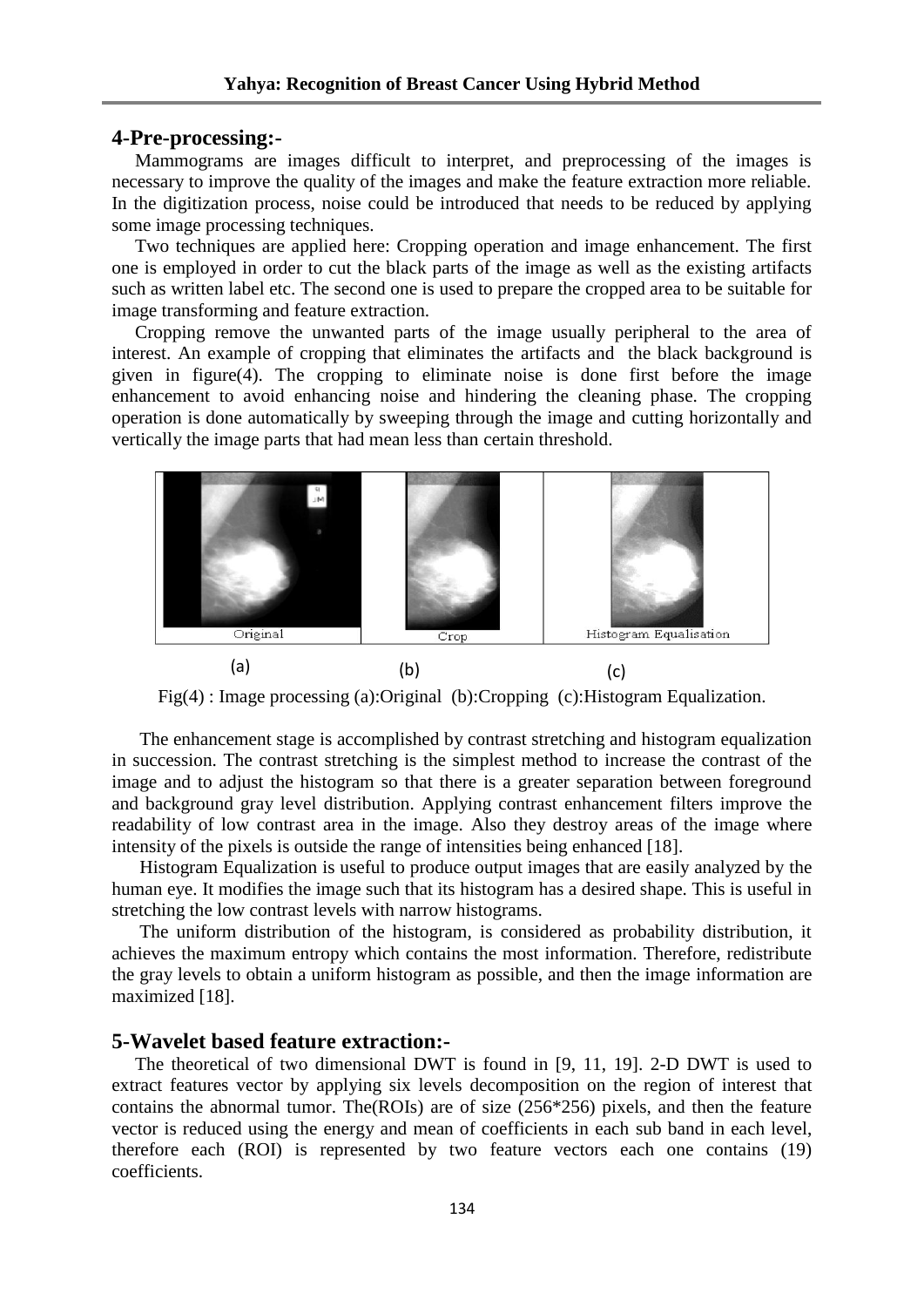## 4-Pre-processing:-

Mammograms are images difficult to interpret, and preprocessing of the images is necessary to improve the quality of the images and make the feature extraction more reliable. In the digitization process, noise could be introduced that needs to be reduced by applying some image processing techniques.

Two techniques are applied here: Cropping operation and image enhancement. The first one is employed in order to cut the black parts of the image as well as the existing artifacts such as written label etc. The second one is used to prepare the cropped area to be suitable for image transforming and feature extraction.

Cropping remove the unwanted parts of the image usually peripheral to the area of interest. An example of cropping that eliminates the artifacts and the black background is given in figure(4). The cropping to eliminate noise is done first before the image enhancement to avoid enhancing noise and hindering the cleaning phase. The cropping operation is done automatically by sweeping through the image and cutting horizontally and vertically the image parts that had mean less than certain threshold.

Original | Crop | Histogram Equalisation

(a) (b) (c)

Fig(4) : Image processing (a):Original (b):Cropping (c):Histogram Equalization.

The enhancement stage is accomplished by contrast stretching and histogram equalization in succession. The contrast stretching is the simplest method to increase the contrast of the image and to adjust the histogram so that there is a greater separation between foreground and background gray level distribution. Applying contrast enhancement filters improve the readability of low contrast area in the image. Also they destroy areas of the image where intensity of the pixels is outside the range of intensities being enhanced [18].

Histogram Equalization is useful to produce output images that are easily analyzed by the human eye. It modifies the image such that its histogram has a desired shape. This is useful in stretching the low contrast levels with narrow histograms.

The uniform distribution of the histogram, is considered as probability distribution, it achieves the maximum entropy which contains the most information. Therefore, redistribute the gray levels to obtain a uniform histogram as possible, and then the image information are maximized [18].

## 5-Wavelet based feature extraction:-

The theoretical of two dimensional DWT is found in [9, 11, 19]. 2-D DWT is used to extract features vector by applying six levels decomposition on the region of interest that contains the abnormal tumor. The(ROIs) are of size (256*256) pixels, and then the feature vector is reduced using the energy and mean of coefficients in each sub band in each level, therefore each (ROI) is represented by two feature vectors each one contains (19) coefficients.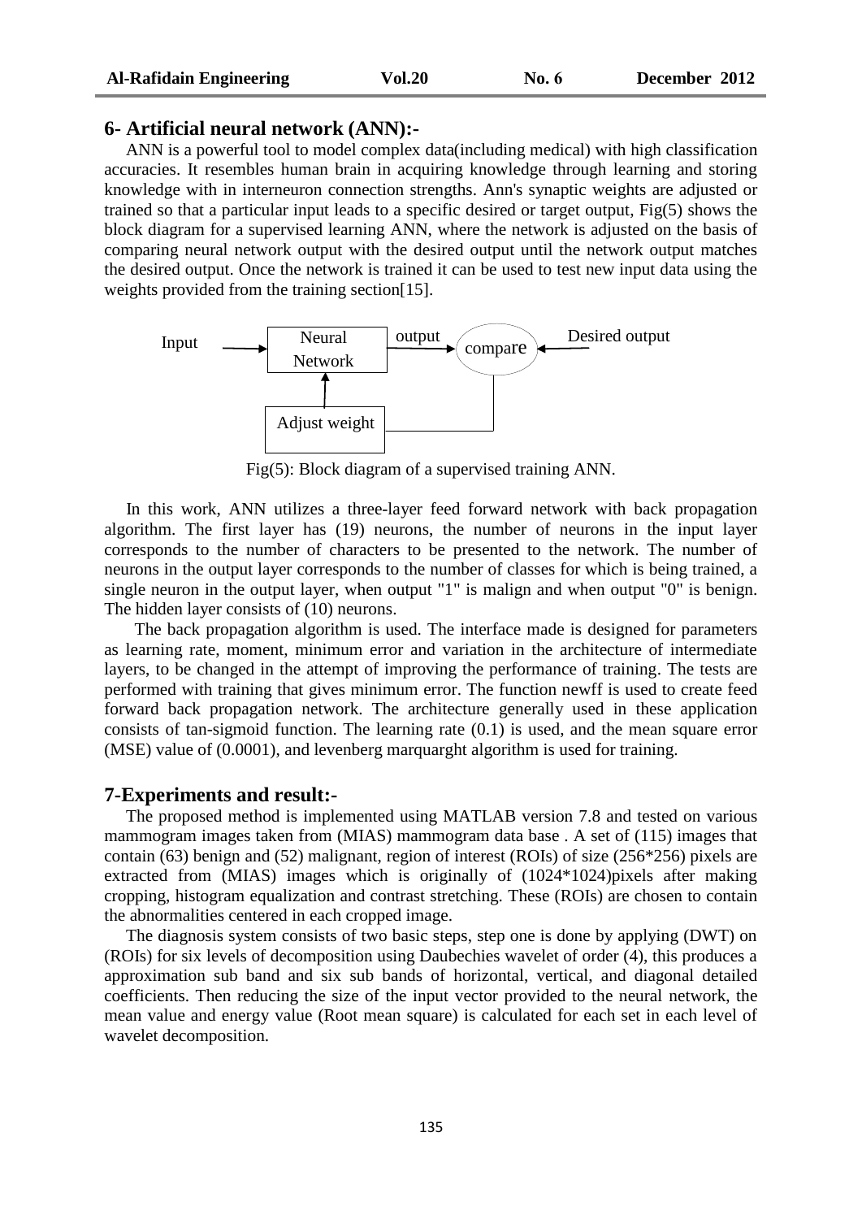## 6- Artificial neural network (ANN):-

ANN is a powerful tool to model complex data(including medical) with high classification accuracies. It resembles human brain in acquiring knowledge through learning and storing knowledge with in interneuron connection strengths. Ann's synaptic weights are adjusted or trained so that a particular input leads to a specific desired or target output, Fig(5) shows the block diagram for a supervised learning ANN, where the network is adjusted on the basis of comparing neural network output with the desired output until the network output matches the desired output. Once the network is trained it can be used to test new input data using the weights provided from the training section[15].

Input → Neural Network → output → compare ← Desired output

Adjust weight

Fig(5): Block diagram of a supervised training ANN.

In this work, ANN utilizes a three-layer feed forward network with back propagation algorithm. The first layer has (19) neurons, the number of neurons in the input layer corresponds to the number of characters to be presented to the network. The number of neurons in the output layer corresponds to the number of classes for which is being trained, a single neuron in the output layer, when output "1" is malign and when output "0" is benign. The hidden layer consists of (10) neurons.

The back propagation algorithm is used. The interface made is designed for parameters as learning rate, moment, minimum error and variation in the architecture of intermediate layers, to be changed in the attempt of improving the performance of training. The tests are performed with training that gives minimum error. The function newff is used to create feed forward back propagation network. The architecture generally used in these application consists of tan-sigmoid function. The learning rate (0.1) is used, and the mean square error (MSE) value of (0.0001), and levenberg marquarght algorithm is used for training.

## 7-Experiments and result:-

The proposed method is implemented using MATLAB version 7.8 and tested on various mammogram images taken from (MIAS) mammogram data base . A set of (115) images that contain (63) benign and (52) malignant, region of interest (ROIs) of size (256*256) pixels are extracted from (MIAS) images which is originally of (1024*1024)pixels after making cropping, histogram equalization and contrast stretching. These (ROIs) are chosen to contain the abnormalities centered in each cropped image.

The diagnosis system consists of two basic steps, step one is done by applying (DWT) on (ROIs) for six levels of decomposition using Daubechies wavelet of order (4), this produces a approximation sub band and six sub bands of horizontal, vertical, and diagonal detailed coefficients. Then reducing the size of the input vector provided to the neural network, the mean value and energy value (Root mean square) is calculated for each set in each level of wavelet decomposition.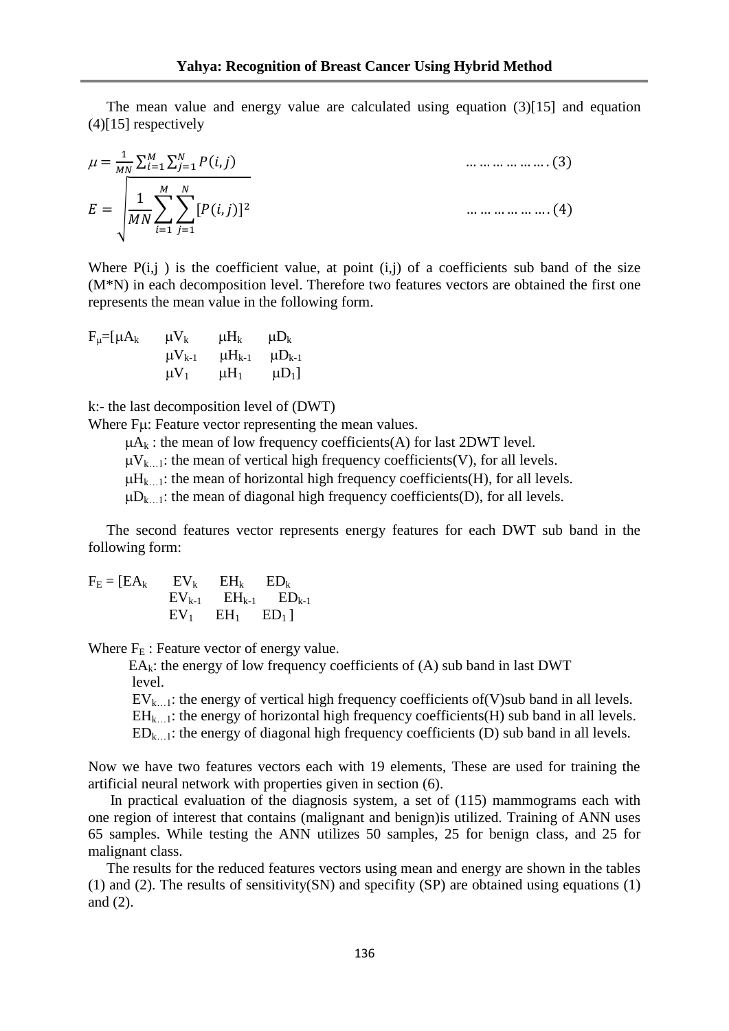The mean value and energy value are calculated using equation (3)[15] and equation (4)[15] respectively

$$\mu = \frac{1}{MN}\sum_{i=1}^{M}\sum_{j=1}^{N}P(i,j) \qquad \ldots\ldots\ldots\ldots\ldots.(3)$$

$$E = \sqrt{\frac{1}{MN}\sum_{i=1}^{M}\sum_{j=1}^{N}[P(i,j)]^2} \qquad \ldots\ldots\ldots\ldots\ldots.(4)$$

Where P(i,j ) is the coefficient value, at point (i,j) of a coefficients sub band of the size (M*N) in each decomposition level. Therefore two features vectors are obtained the first one represents the mean value in the following form.

$$F_{\mu}=[\mu A_k \quad \mu V_k \quad \mu H_k \quad \mu D_k \quad \mu V_{k-1} \quad \mu H_{k-1} \quad \mu D_{k-1} \quad \mu V_1 \quad \mu H_1 \quad \mu D_1]$$

k:- the last decomposition level of (DWT)

Where $F\mu$: Feature vector representing the mean values.

$\mu A_k$ : the mean of low frequency coefficients(A) for last 2DWT level.

$\mu V_{k\ldots1}$: the mean of vertical high frequency coefficients(V), for all levels.

$\mu H_{k\ldots1}$: the mean of horizontal high frequency coefficients(H), for all levels.

$\mu D_{k\ldots1}$: the mean of diagonal high frequency coefficients(D), for all levels.

The second features vector represents energy features for each DWT sub band in the following form:

$$F_E = [EA_k \quad EV_k \quad EH_k \quad ED_k \quad EV_{k-1} \quad EH_{k-1} \quad ED_{k-1} \quad EV_1 \quad EH_1 \quad ED_1 ]$$

Where $F_E$ : Feature vector of energy value.

$EA_k$: the energy of low frequency coefficients of (A) sub band in last DWT level.

$EV_{k\ldots1}$: the energy of vertical high frequency coefficients of(V)sub band in all levels.

$EH_{k\ldots1}$: the energy of horizontal high frequency coefficients(H) sub band in all levels.

$ED_{k\ldots1}$: the energy of diagonal high frequency coefficients (D) sub band in all levels.

Now we have two features vectors each with 19 elements, These are used for training the artificial neural network with properties given in section (6).

In practical evaluation of the diagnosis system, a set of (115) mammograms each with one region of interest that contains (malignant and benign)is utilized. Training of ANN uses 65 samples. While testing the ANN utilizes 50 samples, 25 for benign class, and 25 for malignant class.

The results for the reduced features vectors using mean and energy are shown in the tables (1) and (2). The results of sensitivity(SN) and specifity (SP) are obtained using equations (1) and (2).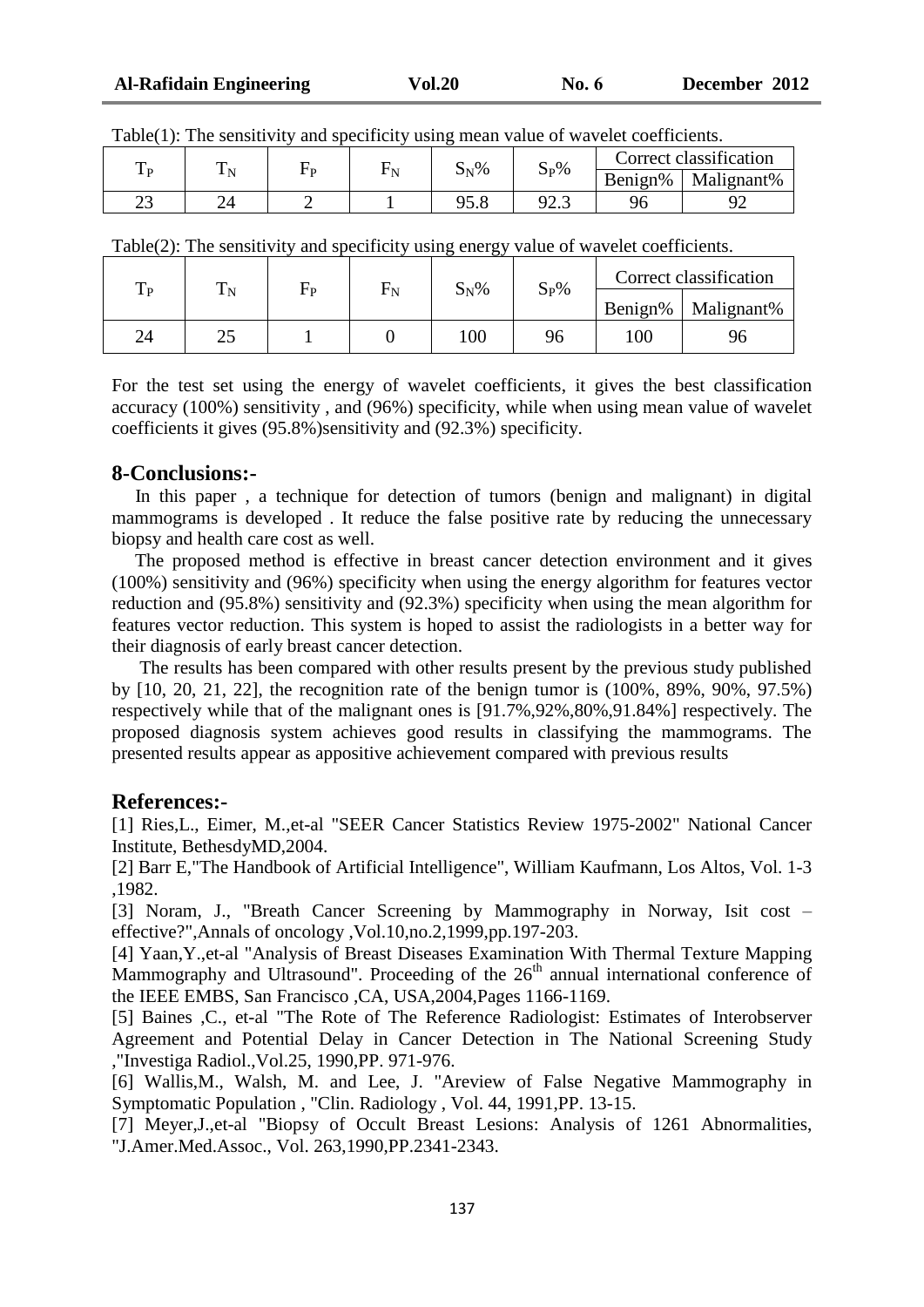Table(1): The sensitivity and specificity using mean value of wavelet coefficients.

| $T_P$ | $T_N$ | $F_P$ | $F_N$ | $S_N$% | $S_P$% | Correct classification | |
|---|---|---|---|---|---|---|---|
| | | | | | | Benign% | Malignant% |
| 23 | 24 | 2 | 1 | 95.8 | 92.3 | 96 | 92 |

Table(2): The sensitivity and specificity using energy value of wavelet coefficients.

| $T_P$ | $T_N$ | $F_P$ | $F_N$ | $S_N$% | $S_P$% | Correct classification | |
|---|---|---|---|---|---|---|---|
| | | | | | | Benign% | Malignant% |
| 24 | 25 | 1 | 0 | 100 | 96 | 100 | 96 |

For the test set using the energy of wavelet coefficients, it gives the best classification accuracy (100%) sensitivity , and (96%) specificity, while when using mean value of wavelet coefficients it gives (95.8%)sensitivity and (92.3%) specificity.

## 8-Conclusions:-

In this paper , a technique for detection of tumors (benign and malignant) in digital mammograms is developed . It reduce the false positive rate by reducing the unnecessary biopsy and health care cost as well.

The proposed method is effective in breast cancer detection environment and it gives (100%) sensitivity and (96%) specificity when using the energy algorithm for features vector reduction and (95.8%) sensitivity and (92.3%) specificity when using the mean algorithm for features vector reduction. This system is hoped to assist the radiologists in a better way for their diagnosis of early breast cancer detection.

The results has been compared with other results present by the previous study published by [10, 20, 21, 22], the recognition rate of the benign tumor is (100%, 89%, 90%, 97.5%) respectively while that of the malignant ones is [91.7%,92%,80%,91.84%] respectively. The proposed diagnosis system achieves good results in classifying the mammograms. The presented results appear as appositive achievement compared with previous results

## References:-

[1] Ries,L., Eimer, M.,et-al "SEER Cancer Statistics Review 1975-2002" National Cancer Institute, BethesdyMD,2004.

[2] Barr E,"The Handbook of Artificial Intelligence", William Kaufmann, Los Altos, Vol. 1-3 ,1982.

[3] Noram, J., "Breath Cancer Screening by Mammography in Norway, Isit cost – effective?",Annals of oncology ,Vol.10,no.2,1999,pp.197-203.

[4] Yaan,Y.,et-al "Analysis of Breast Diseases Examination With Thermal Texture Mapping Mammography and Ultrasound". Proceeding of the 26th annual international conference of the IEEE EMBS, San Francisco ,CA, USA,2004,Pages 1166-1169.

[5] Baines ,C., et-al "The Rote of The Reference Radiologist: Estimates of Interobserver Agreement and Potential Delay in Cancer Detection in The National Screening Study ,"Investiga Radiol.,Vol.25, 1990,PP. 971-976.

[6] Wallis,M., Walsh, M. and Lee, J. "Areview of False Negative Mammography in Symptomatic Population , "Clin. Radiology , Vol. 44, 1991,PP. 13-15.

[7] Meyer,J.,et-al "Biopsy of Occult Breast Lesions: Analysis of 1261 Abnormalities, "J.Amer.Med.Assoc., Vol. 263,1990,PP.2341-2343.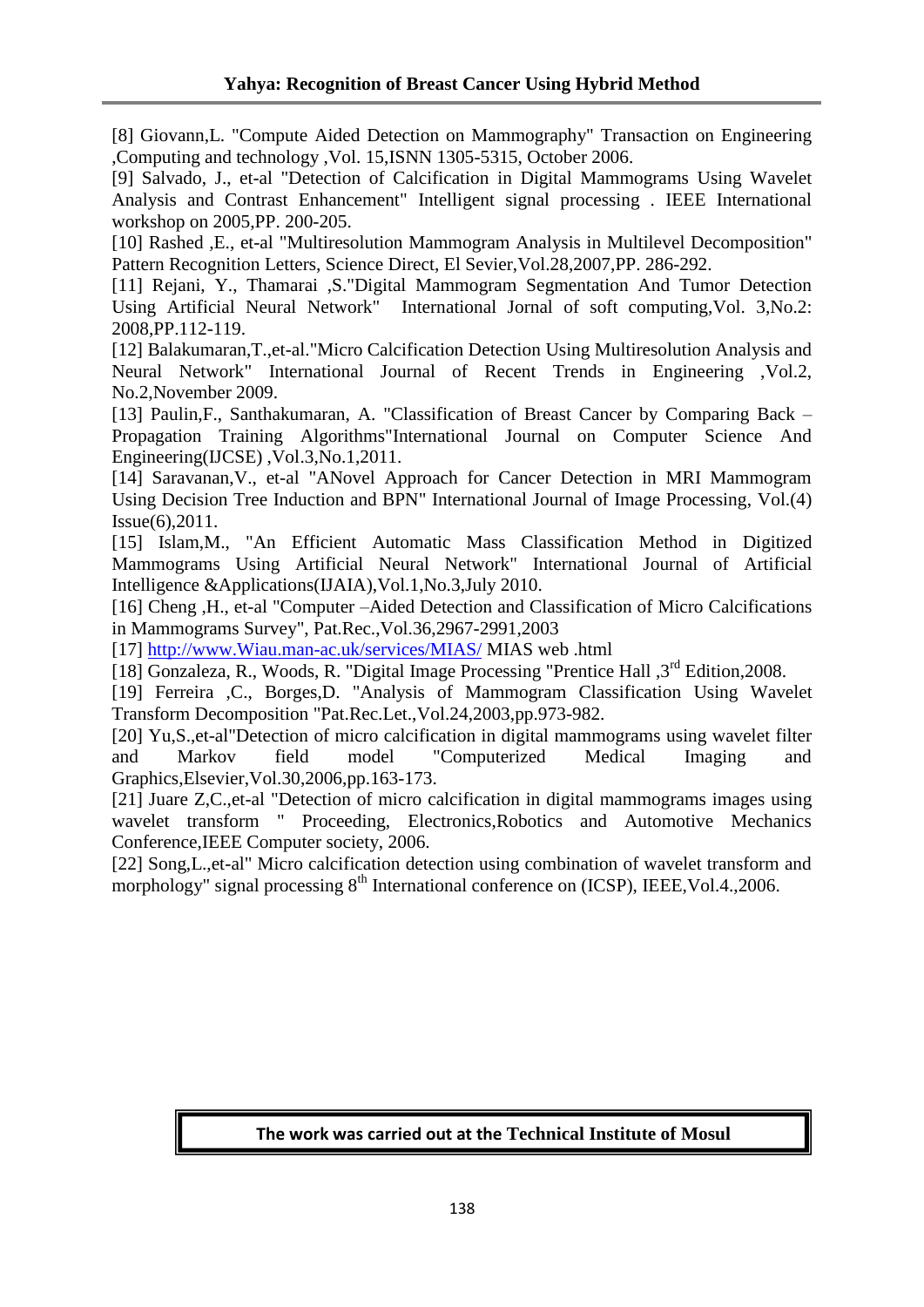[8] Giovann,L. "Compute Aided Detection on Mammography" Transaction on Engineering ,Computing and technology ,Vol. 15,ISNN 1305-5315, October 2006.

[9] Salvado, J., et-al "Detection of Calcification in Digital Mammograms Using Wavelet Analysis and Contrast Enhancement" Intelligent signal processing . IEEE International workshop on 2005,PP. 200-205.

[10] Rashed ,E., et-al "Multiresolution Mammogram Analysis in Multilevel Decomposition" Pattern Recognition Letters, Science Direct, El Sevier,Vol.28,2007,PP. 286-292.

[11] Rejani, Y., Thamarai ,S."Digital Mammogram Segmentation And Tumor Detection Using Artificial Neural Network" International Jornal of soft computing,Vol. 3,No.2: 2008,PP.112-119.

[12] Balakumaran,T.,et-al."Micro Calcification Detection Using Multiresolution Analysis and Neural Network" International Journal of Recent Trends in Engineering ,Vol.2, No.2,November 2009.

[13] Paulin,F., Santhakumaran, A. "Classification of Breast Cancer by Comparing Back –Propagation Training Algorithms"International Journal on Computer Science And Engineering(IJCSE) ,Vol.3,No.1,2011.

[14] Saravanan,V., et-al "ANovel Approach for Cancer Detection in MRI Mammogram Using Decision Tree Induction and BPN" International Journal of Image Processing, Vol.(4) Issue(6),2011.

[15] Islam,M., "An Efficient Automatic Mass Classification Method in Digitized Mammograms Using Artificial Neural Network" International Journal of Artificial Intelligence &Applications(IJAIA),Vol.1,No.3,July 2010.

[16] Cheng ,H., et-al "Computer –Aided Detection and Classification of Micro Calcifications in Mammograms Survey", Pat.Rec.,Vol.36,2967-2991,2003

[17] http://www.Wiau.man-ac.uk/services/MIAS/ MIAS web .html

[18] Gonzaleza, R., Woods, R. "Digital Image Processing "Prentice Hall ,3rd Edition,2008.

[19] Ferreira ,C., Borges,D. "Analysis of Mammogram Classification Using Wavelet Transform Decomposition "Pat.Rec.Let.,Vol.24,2003,pp.973-982.

[20] Yu,S.,et-al"Detection of micro calcification in digital mammograms using wavelet filter and Markov field model "Computerized Medical Imaging and Graphics,Elsevier,Vol.30,2006,pp.163-173.

[21] Juare Z,C.,et-al "Detection of micro calcification in digital mammograms images using wavelet transform " Proceeding, Electronics,Robotics and Automotive Mechanics Conference,IEEE Computer society, 2006.

[22] Song,L.,et-al" Micro calcification detection using combination of wavelet transform and morphology" signal processing 8th International conference on (ICSP), IEEE,Vol.4.,2006.

**The work was carried out at the Technical Institute of Mosul**